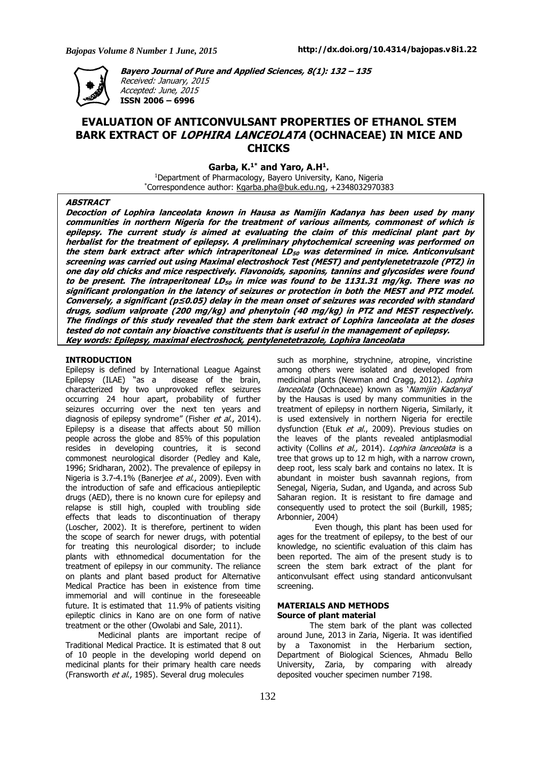**Bayero Journal of Pure and Applied Sciences, 8(1): 132 – 135**
*Received: January, 2015*
*Accepted: June, 2015*
**ISSN 2006 – 6996**

# EVALUATION OF ANTICONVULSANT PROPERTIES OF ETHANOL STEM BARK EXTRACT OF *LOPHIRA LANCEOLATA* (OCHNACEAE) IN MICE AND CHICKS

**Garba, K.[1*] and Yaro, A.H[1].**

[1]Department of Pharmacology, Bayero University, Kano, Nigeria
[*]Correspondence author: Kgarba.pha@buk.edu.ng, +2348032970383

## ABSTRACT

***Decoction of Lophira lanceolata known in Hausa as Namijin Kadanya has been used by many communities in northern Nigeria for the treatment of various ailments, commonest of which is epilepsy. The current study is aimed at evaluating the claim of this medicinal plant part by herbalist for the treatment of epilepsy. A preliminary phytochemical screening was performed on the stem bark extract after which intraperitoneal $LD_{50}$ was determined in mice. Anticonvulsant screening was carried out using Maximal electroshock Test (MEST) and pentylenetetrazole (PTZ) in one day old chicks and mice respectively. Flavonoids, saponins, tannins and glycosides were found to be present. The intraperitoneal $LD_{50}$ in mice was found to be 1131.31 mg/kg. There was no significant prolongation in the latency of seizures or protection in both the MEST and PTZ model. Conversely, a significant ($p \leq 0.05$) delay in the mean onset of seizures was recorded with standard drugs, sodium valproate (200 mg/kg) and phenytoin (40 mg/kg) in PTZ and MEST respectively. The findings of this study revealed that the stem bark extract of Lophira lanceolata at the doses tested do not contain any bioactive constituents that is useful in the management of epilepsy.***
***Key words: Epilepsy, maximal electroshock, pentylenetetrazole, Lophira lanceolata***

## INTRODUCTION

Epilepsy is defined by International League Against Epilepsy (ILAE) "as a disease of the brain, characterized by two unprovoked reflex seizures occurring 24 hour apart, probability of further seizures occurring over the next ten years and diagnosis of epilepsy syndrome" (Fisher *et al*., 2014). Epilepsy is a disease that affects about 50 million people across the globe and 85% of this population resides in developing countries, it is second commonest neurological disorder (Pedley and Kale, 1996; Sridharan, 2002). The prevalence of epilepsy in Nigeria is 3.7-4.1% (Banerjee *et al*., 2009). Even with the introduction of safe and efficacious antiepileptic drugs (AED), there is no known cure for epilepsy and relapse is still high, coupled with troubling side effects that leads to discontinuation of therapy (Loscher, 2002). It is therefore, pertinent to widen the scope of search for newer drugs, with potential for treating this neurological disorder; to include plants with ethnomedical documentation for the treatment of epilepsy in our community. The reliance on plants and plant based product for Alternative Medical Practice has been in existence from time immemorial and will continue in the foreseeable future. It is estimated that 11.9% of patients visiting epileptic clinics in Kano are on one form of native treatment or the other (Owolabi and Sale, 2011).

Medicinal plants are important recipe of Traditional Medical Practice. It is estimated that 8 out of 10 people in the developing world depend on medicinal plants for their primary health care needs (Fransworth *et al*., 1985). Several drug molecules such as morphine, strychnine, atropine, vincristine among others were isolated and developed from medicinal plants (Newman and Cragg, 2012). *Lophira lanceolata* (Ochnaceae) known as '*Namijin Kadanya*' by the Hausas is used by many communities in the treatment of epilepsy in northern Nigeria, Similarly, it is used extensively in northern Nigeria for erectile dysfunction (Etuk *et al*., 2009). Previous studies on the leaves of the plants revealed antiplasmodial activity (Collins *et al.,* 2014). *Lophira lanceolata* is a tree that grows up to 12 m high, with a narrow crown, deep root, less scaly bark and contains no latex. It is abundant in moister bush savannah regions, from Senegal, Nigeria, Sudan, and Uganda, and across Sub Saharan region. It is resistant to fire damage and consequently used to protect the soil (Burkill, 1985; Arbonnier, 2004)

Even though, this plant has been used for ages for the treatment of epilepsy, to the best of our knowledge, no scientific evaluation of this claim has been reported. The aim of the present study is to screen the stem bark extract of the plant for anticonvulsant effect using standard anticonvulsant screening.

## MATERIALS AND METHODS

### Source of plant material

The stem bark of the plant was collected around June, 2013 in Zaria, Nigeria. It was identified by a Taxonomist in the Herbarium section, Department of Biological Sciences, Ahmadu Bello University, Zaria, by comparing with already deposited voucher specimen number 7198.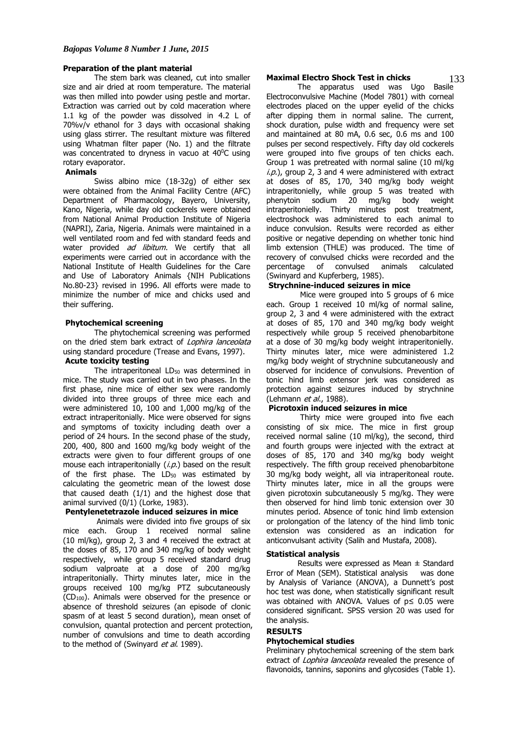### Preparation of the plant material

The stem bark was cleaned, cut into smaller size and air dried at room temperature. The material was then milled into powder using pestle and mortar. Extraction was carried out by cold maceration where 1.1 kg of the powder was dissolved in 4.2 L of 70%v/v ethanol for 3 days with occasional shaking using glass stirrer. The resultant mixture was filtered using Whatman filter paper (No. 1) and the filtrate was concentrated to dryness in vacuo at $40^0$C using rotary evaporator.

### Animals

Swiss albino mice (18-32g) of either sex were obtained from the Animal Facility Centre (AFC) Department of Pharmacology, Bayero, University, Kano, Nigeria, while day old cockerels were obtained from National Animal Production Institute of Nigeria (NAPRI), Zaria, Nigeria. Animals were maintained in a well ventilated room and fed with standard feeds and water provided *ad libitum*. We certify that all experiments were carried out in accordance with the National Institute of Health Guidelines for the Care and Use of Laboratory Animals {NIH Publications No.80-23} revised in 1996. All efforts were made to minimize the number of mice and chicks used and their suffering.

### Phytochemical screening

The phytochemical screening was performed on the dried stem bark extract of *Lophira lanceolata* using standard procedure (Trease and Evans, 1997).

### Acute toxicity testing

The intraperitoneal $LD_{50}$ was determined in mice. The study was carried out in two phases. In the first phase, nine mice of either sex were randomly divided into three groups of three mice each and were administered 10, 100 and 1,000 mg/kg of the extract intraperitonially. Mice were observed for signs and symptoms of toxicity including death over a period of 24 hours. In the second phase of the study, 200, 400, 800 and 1600 mg/kg body weight of the extracts were given to four different groups of one mouse each intraperitonially (*i.p.*) based on the result of the first phase. The $LD_{50}$ was estimated by calculating the geometric mean of the lowest dose that caused death (1/1) and the highest dose that animal survived (0/1) (Lorke, 1983).

### Pentylenetetrazole induced seizures in mice

Animals were divided into five groups of six mice each. Group 1 received normal saline (10 ml/kg), group 2, 3 and 4 received the extract at the doses of 85, 170 and 340 mg/kg of body weight respectively, while group 5 received standard drug sodium valproate at a dose of 200 mg/kg intraperitonially. Thirty minutes later, mice in the groups received 100 mg/kg PTZ subcutaneously ($CD_{100}$). Animals were observed for the presence or absence of threshold seizures (an episode of clonic spasm of at least 5 second duration), mean onset of convulsion, quantal protection and percent protection, number of convulsions and time to death according to the method of (Swinyard *et al.* 1989).

### Maximal Electro Shock Test in chicks

The apparatus used was Ugo Basile Electroconvulsive Machine (Model 7801) with corneal electrodes placed on the upper eyelid of the chicks after dipping them in normal saline. The current, shock duration, pulse width and frequency were set and maintained at 80 mA, 0.6 sec, 0.6 ms and 100 pulses per second respectively. Fifty day old cockerels were grouped into five groups of ten chicks each. Group 1 was pretreated with normal saline (10 ml/kg *i.p.*), group 2, 3 and 4 were administered with extract at doses of 85, 170, 340 mg/kg body weight intraperitonielly, while group 5 was treated with phenytoin sodium 20 mg/kg body weight intraperitonielly. Thirty minutes post treatment, electroshock was administered to each animal to induce convulsion. Results were recorded as either positive or negative depending on whether tonic hind limb extension (THLE) was produced. The time of recovery of convulsed chicks were recorded and the percentage of convulsed animals calculated (Swinyard and Kupferberg, 1985).

### Strychnine-induced seizures in mice

Mice were grouped into 5 groups of 6 mice each. Group 1 received 10 ml/kg of normal saline, group 2, 3 and 4 were administered with the extract at doses of 85, 170 and 340 mg/kg body weight respectively while group 5 received phenobarbitone at a dose of 30 mg/kg body weight intraperitonielly. Thirty minutes later, mice were administered 1.2 mg/kg body weight of strychnine subcutaneously and observed for incidence of convulsions. Prevention of tonic hind limb extensor jerk was considered as protection against seizures induced by strychnine (Lehmann *et al.*, 1988).

### Picrotoxin induced seizures in mice

Thirty mice were grouped into five each consisting of six mice. The mice in first group received normal saline (10 ml/kg), the second, third and fourth groups were injected with the extract at doses of 85, 170 and 340 mg/kg body weight respectively. The fifth group received phenobarbitone 30 mg/kg body weight, all via intraperitoneal route. Thirty minutes later, mice in all the groups were given picrotoxin subcutaneously 5 mg/kg. They were then observed for hind limb tonic extension over 30 minutes period. Absence of tonic hind limb extension or prolongation of the latency of the hind limb tonic extension was considered as an indication for anticonvulsant activity (Salih and Mustafa, 2008).

### Statistical analysis

Results were expressed as Mean ± Standard Error of Mean (SEM). Statistical analysis was done by Analysis of Variance (ANOVA), a Dunnett's post hoc test was done, when statistically significant result was obtained with ANOVA. Values of $p \leq 0.05$ were considered significant. SPSS version 20 was used for the analysis.

## RESULTS

### Phytochemical studies

Preliminary phytochemical screening of the stem bark extract of *Lophira lanceolata* revealed the presence of flavonoids, tannins, saponins and glycosides (Table 1).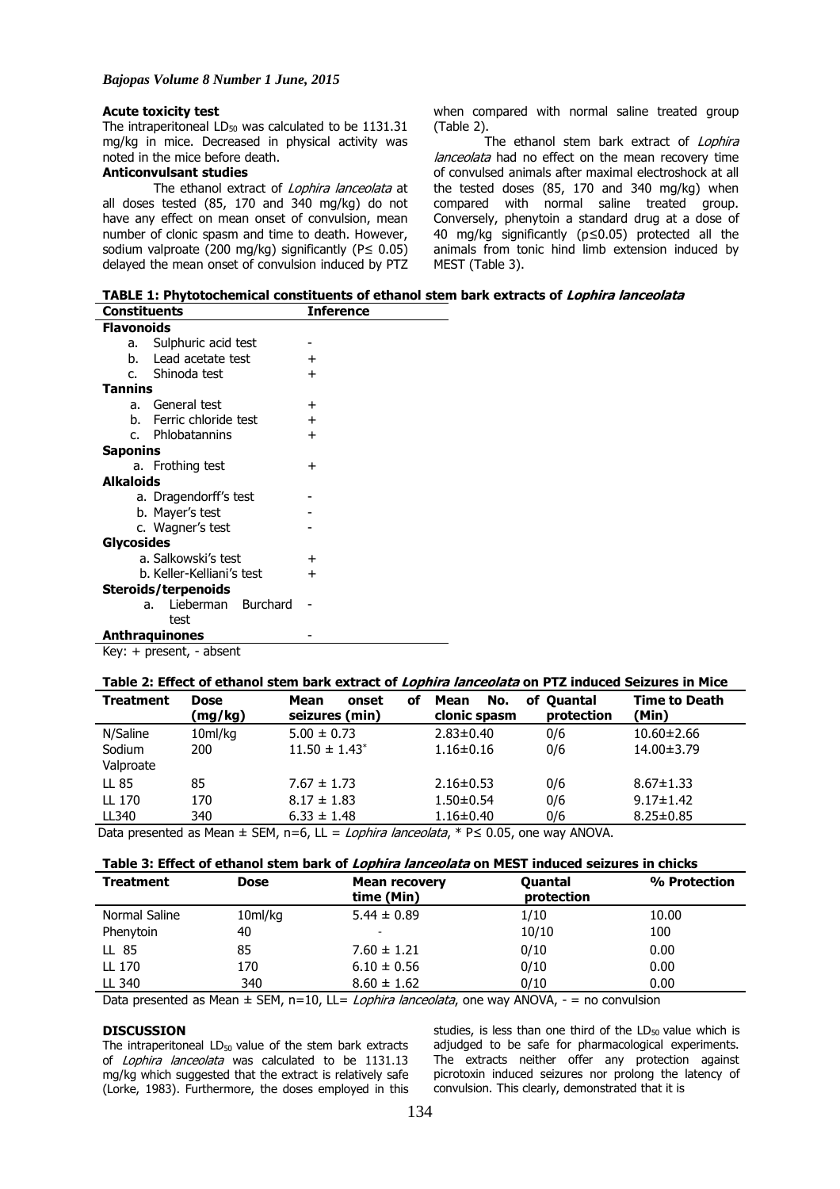### Acute toxicity test

The intraperitoneal $LD_{50}$ was calculated to be 1131.31 mg/kg in mice. Decreased in physical activity was noted in the mice before death.

### Anticonvulsant studies

The ethanol extract of *Lophira lanceolata* at all doses tested (85, 170 and 340 mg/kg) do not have any effect on mean onset of convulsion, mean number of clonic spasm and time to death. However, sodium valproate (200 mg/kg) significantly ($P \leq 0.05$) delayed the mean onset of convulsion induced by PTZ when compared with normal saline treated group (Table 2).

The ethanol stem bark extract of *Lophira lanceolata* had no effect on the mean recovery time of convulsed animals after maximal electroshock at all the tested doses (85, 170 and 340 mg/kg) when compared with normal saline treated group. Conversely, phenytoin a standard drug at a dose of 40 mg/kg significantly ($p \leq 0.05$) protected all the animals from tonic hind limb extension induced by MEST (Table 3).

**TABLE 1: Phytotochemical constituents of ethanol stem bark extracts of *Lophira lanceolata***

| Constituents | Inference |
|---|---|
| **Flavonoids** | |
| a. Sulphuric acid test | - |
| b. Lead acetate test | + |
| c. Shinoda test | + |
| **Tannins** | |
| a. General test | + |
| b. Ferric chloride test | + |
| c. Phlobatannins | + |
| **Saponins** | |
| a. Frothing test | + |
| **Alkaloids** | |
| a. Dragendorff's test | - |
| b. Mayer's test | - |
| c. Wagner's test | - |
| **Glycosides** | |
| a. Salkowski's test | + |
| b. Keller-Kelliani's test | + |
| **Steroids/terpenoids** | |
| a. Lieberman Burchard test | - |
| **Anthraquinones** | - |

Key: + present, - absent

**Table 2: Effect of ethanol stem bark extract of *Lophira lanceolata* on PTZ induced Seizures in Mice**

| Treatment | Dose (mg/kg) | Mean onset of seizures (min) | Mean No. of clonic spasm | Quantal protection | Time to Death (Min) |
|---|---|---|---|---|---|
| N/Saline | 10ml/kg | 5.00 ± 0.73 | 2.83±0.40 | 0/6 | 10.60±2.66 |
| Sodium Valproate | 200 | 11.50 ± 1.43* | 1.16±0.16 | 0/6 | 14.00±3.79 |
| LL 85 | 85 | 7.67 ± 1.73 | 2.16±0.53 | 0/6 | 8.67±1.33 |
| LL 170 | 170 | 8.17 ± 1.83 | 1.50±0.54 | 0/6 | 9.17±1.42 |
| LL340 | 340 | 6.33 ± 1.48 | 1.16±0.40 | 0/6 | 8.25±0.85 |

Data presented as Mean ± SEM, n=6, LL = *Lophira lanceolata*, * $P \leq 0.05$, one way ANOVA.

**Table 3: Effect of ethanol stem bark of *Lophira lanceolata* on MEST induced seizures in chicks**

| Treatment | Dose | Mean recovery time (Min) | Quantal protection | % Protection |
|---|---|---|---|---|
| Normal Saline | 10ml/kg | 5.44 ± 0.89 | 1/10 | 10.00 |
| Phenytoin | 40 | - | 10/10 | 100 |
| LL 85 | 85 | 7.60 ± 1.21 | 0/10 | 0.00 |
| LL 170 | 170 | 6.10 ± 0.56 | 0/10 | 0.00 |
| LL 340 | 340 | 8.60 ± 1.62 | 0/10 | 0.00 |

Data presented as Mean ± SEM, n=10, LL= *Lophira lanceolata*, one way ANOVA, - = no convulsion

### DISCUSSION

The intraperitoneal $LD_{50}$ value of the stem bark extracts of *Lophira lanceolata* was calculated to be 1131.13 mg/kg which suggested that the extract is relatively safe (Lorke, 1983). Furthermore, the doses employed in this studies, is less than one third of the $LD_{50}$ value which is adjudged to be safe for pharmacological experiments. The extracts neither offer any protection against picrotoxin induced seizures nor prolong the latency of convulsion. This clearly, demonstrated that it is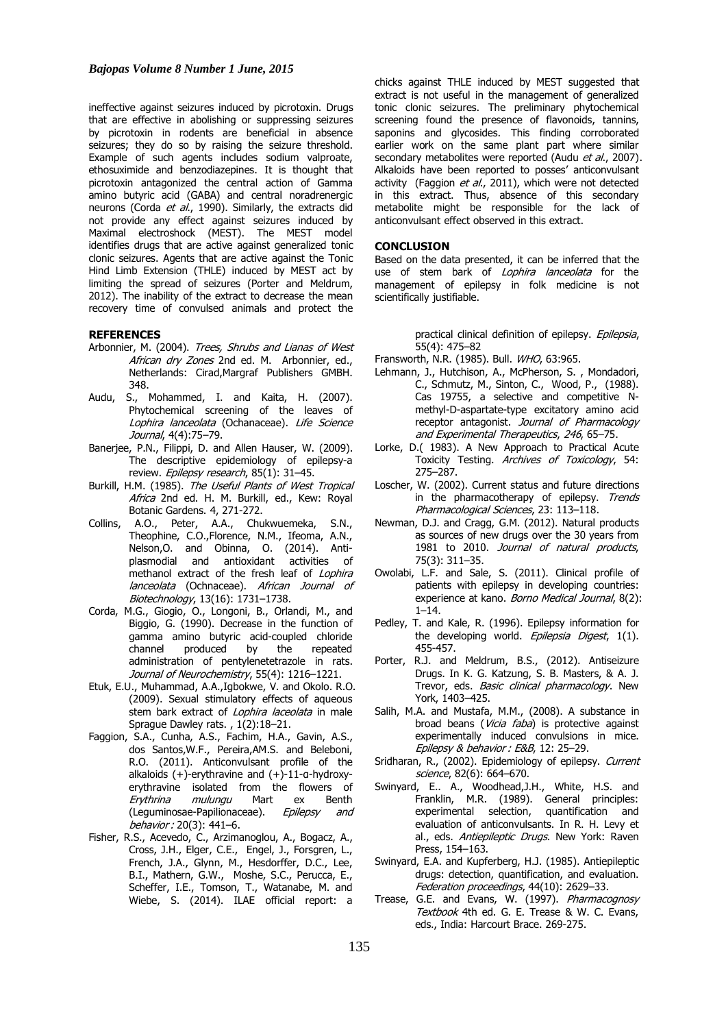ineffective against seizures induced by picrotoxin. Drugs that are effective in abolishing or suppressing seizures by picrotoxin in rodents are beneficial in absence seizures; they do so by raising the seizure threshold. Example of such agents includes sodium valproate, ethosuximide and benzodiazepines. It is thought that picrotoxin antagonized the central action of Gamma amino butyric acid (GABA) and central noradrenergic neurons (Corda *et al.*, 1990). Similarly, the extracts did not provide any effect against seizures induced by Maximal electroshock (MEST). The MEST model identifies drugs that are active against generalized tonic clonic seizures. Agents that are active against the Tonic Hind Limb Extension (THLE) induced by MEST act by limiting the spread of seizures (Porter and Meldrum, 2012). The inability of the extract to decrease the mean recovery time of convulsed animals and protect the chicks against THLE induced by MEST suggested that extract is not useful in the management of generalized tonic clonic seizures. The preliminary phytochemical screening found the presence of flavonoids, tannins, saponins and glycosides. This finding corroborated earlier work on the same plant part where similar secondary metabolites were reported (Audu *et al.*, 2007). Alkaloids have been reported to posses' anticonvulsant activity (Faggion *et al.*, 2011), which were not detected in this extract. Thus, absence of this secondary metabolite might be responsible for the lack of anticonvulsant effect observed in this extract.

## CONCLUSION

Based on the data presented, it can be inferred that the use of stem bark of *Lophira lanceolata* for the management of epilepsy in folk medicine is not scientifically justifiable.

## REFERENCES

Arbonnier, M. (2004). *Trees, Shrubs and Lianas of West African dry Zones* 2nd ed. M. Arbonnier, ed., Netherlands: Cirad,Margraf Publishers GMBH. 348.

Audu, S., Mohammed, I. and Kaita, H. (2007). Phytochemical screening of the leaves of *Lophira lanceolata* (Ochanaceae). *Life Science Journal*, 4(4):75–79.

Banerjee, P.N., Filippi, D. and Allen Hauser, W. (2009). The descriptive epidemiology of epilepsy-a review. *Epilepsy research*, 85(1): 31–45.

Burkill, H.M. (1985). *The Useful Plants of West Tropical Africa* 2nd ed. H. M. Burkill, ed., Kew: Royal Botanic Gardens. 4, 271-272.

Collins, A.O., Peter, A.A., Chukwuemeka, S.N., Theophine, C.O.,Florence, N.M., Ifeoma, A.N., Nelson,O. and Obinna, O. (2014). Anti-plasmodial and antioxidant activities of methanol extract of the fresh leaf of *Lophira lanceolata* (Ochnaceae). *African Journal of Biotechnology*, 13(16): 1731–1738.

Corda, M.G., Giogio, O., Longoni, B., Orlandi, M., and Biggio, G. (1990). Decrease in the function of gamma amino butyric acid-coupled chloride channel produced by the repeated administration of pentylenetetrazole in rats. *Journal of Neurochemistry*, 55(4): 1216–1221.

Etuk, E.U., Muhammad, A.A.,Igbokwe, V. and Okolo. R.O. (2009). Sexual stimulatory effects of aqueous stem bark extract of *Lophira laceolata* in male Sprague Dawley rats. , 1(2):18–21.

Faggion, S.A., Cunha, A.S., Fachim, H.A., Gavin, A.S., dos Santos,W.F., Pereira,AM.S. and Beleboni, R.O. (2011). Anticonvulsant profile of the alkaloids (+)-erythravine and (+)-11-α-hydroxy-erythravine isolated from the flowers of *Erythrina mulungu* Mart ex Benth (Leguminosae-Papilionaceae). *Epilepsy and behavior :* 20(3): 441–6.

Fisher, R.S., Acevedo, C., Arzimanoglou, A., Bogacz, A., Cross, J.H., Elger, C.E., Engel, J., Forsgren, L., French, J.A., Glynn, M., Hesdorffer, D.C., Lee, B.I., Mathern, G.W., Moshe, S.C., Perucca, E., Scheffer, I.E., Tomson, T., Watanabe, M. and Wiebe, S. (2014). ILAE official report: a practical clinical definition of epilepsy. *Epilepsia*, 55(4): 475–82

Fransworth, N.R. (1985). Bull. *WHO*, 63:965.

Lehmann, J., Hutchison, A., McPherson, S. , Mondadori, C., Schmutz, M., Sinton, C., Wood, P., (1988). Cas 19755, a selective and competitive N-methyl-D-aspartate-type excitatory amino acid receptor antagonist. *Journal of Pharmacology and Experimental Therapeutics*, *246*, 65–75.

Lorke, D.( 1983). A New Approach to Practical Acute Toxicity Testing. *Archives of Toxicology*, 54: 275–287.

Loscher, W. (2002). Current status and future directions in the pharmacotherapy of epilepsy. *Trends Pharmacological Sciences*, 23: 113–118.

Newman, D.J. and Cragg, G.M. (2012). Natural products as sources of new drugs over the 30 years from 1981 to 2010. *Journal of natural products*, 75(3): 311–35.

Owolabi, L.F. and Sale, S. (2011). Clinical profile of patients with epilepsy in developing countries: experience at kano. *Borno Medical Journal*, 8(2): 1–14.

Pedley, T. and Kale, R. (1996). Epilepsy information for the developing world. *Epilepsia Digest*, 1(1). 455-457.

Porter, R.J. and Meldrum, B.S., (2012). Antiseizure Drugs. In K. G. Katzung, S. B. Masters, & A. J. Trevor, eds. *Basic clinical pharmacology*. New York, 1403–425.

Salih, M.A. and Mustafa, M.M., (2008). A substance in broad beans (*Vicia faba*) is protective against experimentally induced convulsions in mice. *Epilepsy & behavior : E&B*, 12: 25–29.

Sridharan, R., (2002). Epidemiology of epilepsy. *Current science*, 82(6): 664–670.

Swinyard, E.. A., Woodhead,J.H., White, H.S. and Franklin, M.R. (1989). General principles: experimental selection, quantification and evaluation of anticonvulsants. In R. H. Levy et al., eds. *Antiepileptic Drugs*. New York: Raven Press, 154–163.

Swinyard, E.A. and Kupferberg, H.J. (1985). Antiepileptic drugs: detection, quantification, and evaluation. *Federation proceedings*, 44(10): 2629–33.

Trease, G.E. and Evans, W. (1997). *Pharmacognosy Textbook* 4th ed. G. E. Trease & W. C. Evans, eds., India: Harcourt Brace. 269-275.